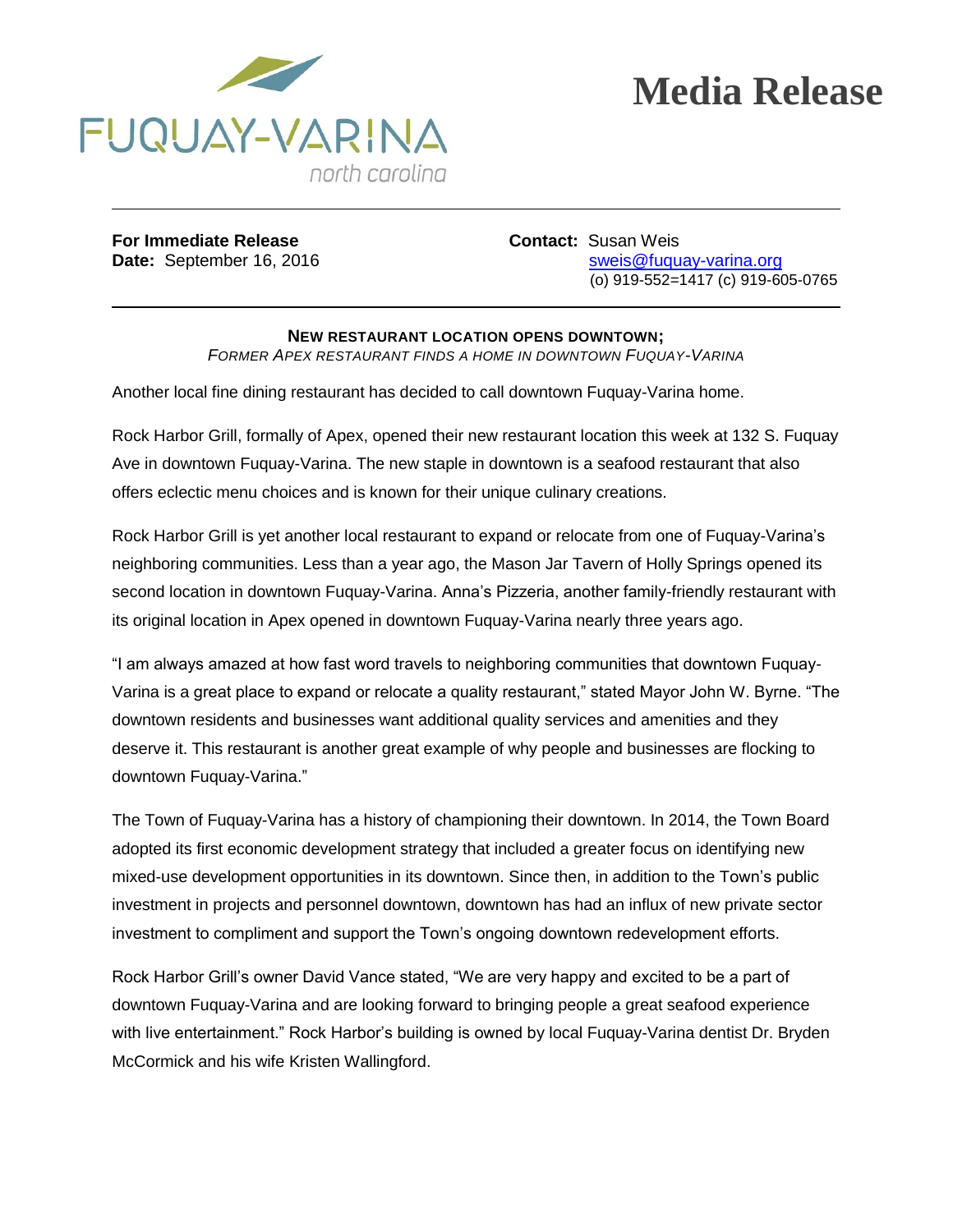FUQUAY-VARINA
north carolina

# Media Release

**For Immediate Release**
**Date:** September 16, 2016

**Contact:** Susan Weis
sweis@fuquay-varina.org
(o) 919-552=1417 (c) 919-605-0765

**NEW RESTAURANT LOCATION OPENS DOWNTOWN;**
*FORMER APEX RESTAURANT FINDS A HOME IN DOWNTOWN FUQUAY-VARINA*

Another local fine dining restaurant has decided to call downtown Fuquay-Varina home.

Rock Harbor Grill, formally of Apex, opened their new restaurant location this week at 132 S. Fuquay Ave in downtown Fuquay-Varina. The new staple in downtown is a seafood restaurant that also offers eclectic menu choices and is known for their unique culinary creations.

Rock Harbor Grill is yet another local restaurant to expand or relocate from one of Fuquay-Varina's neighboring communities. Less than a year ago, the Mason Jar Tavern of Holly Springs opened its second location in downtown Fuquay-Varina. Anna's Pizzeria, another family-friendly restaurant with its original location in Apex opened in downtown Fuquay-Varina nearly three years ago.

"I am always amazed at how fast word travels to neighboring communities that downtown Fuquay-Varina is a great place to expand or relocate a quality restaurant," stated Mayor John W. Byrne. "The downtown residents and businesses want additional quality services and amenities and they deserve it. This restaurant is another great example of why people and businesses are flocking to downtown Fuquay-Varina."

The Town of Fuquay-Varina has a history of championing their downtown. In 2014, the Town Board adopted its first economic development strategy that included a greater focus on identifying new mixed-use development opportunities in its downtown. Since then, in addition to the Town's public investment in projects and personnel downtown, downtown has had an influx of new private sector investment to compliment and support the Town's ongoing downtown redevelopment efforts.

Rock Harbor Grill's owner David Vance stated, "We are very happy and excited to be a part of downtown Fuquay-Varina and are looking forward to bringing people a great seafood experience with live entertainment." Rock Harbor's building is owned by local Fuquay-Varina dentist Dr. Bryden McCormick and his wife Kristen Wallingford.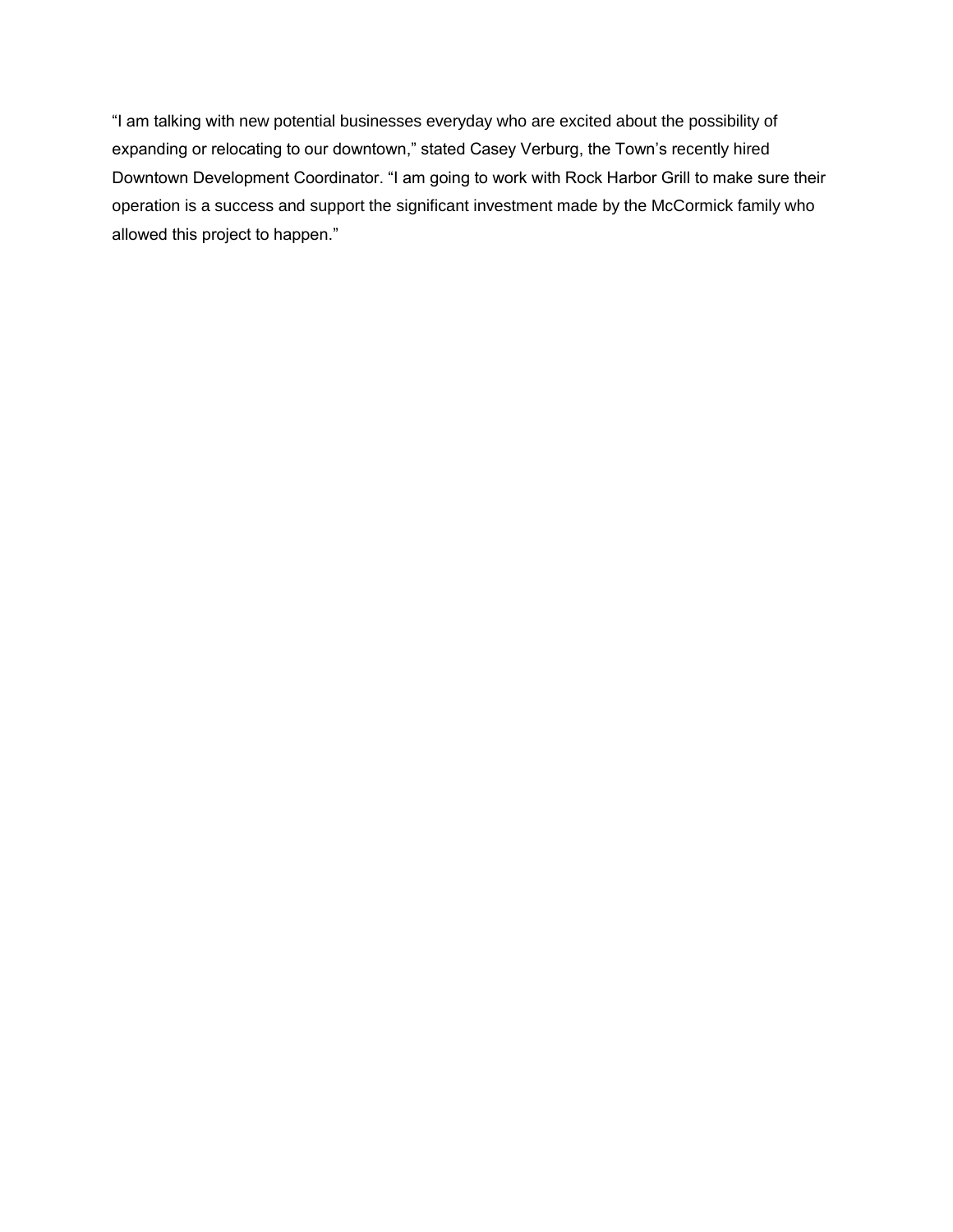"I am talking with new potential businesses everyday who are excited about the possibility of expanding or relocating to our downtown," stated Casey Verburg, the Town's recently hired Downtown Development Coordinator. "I am going to work with Rock Harbor Grill to make sure their operation is a success and support the significant investment made by the McCormick family who allowed this project to happen."